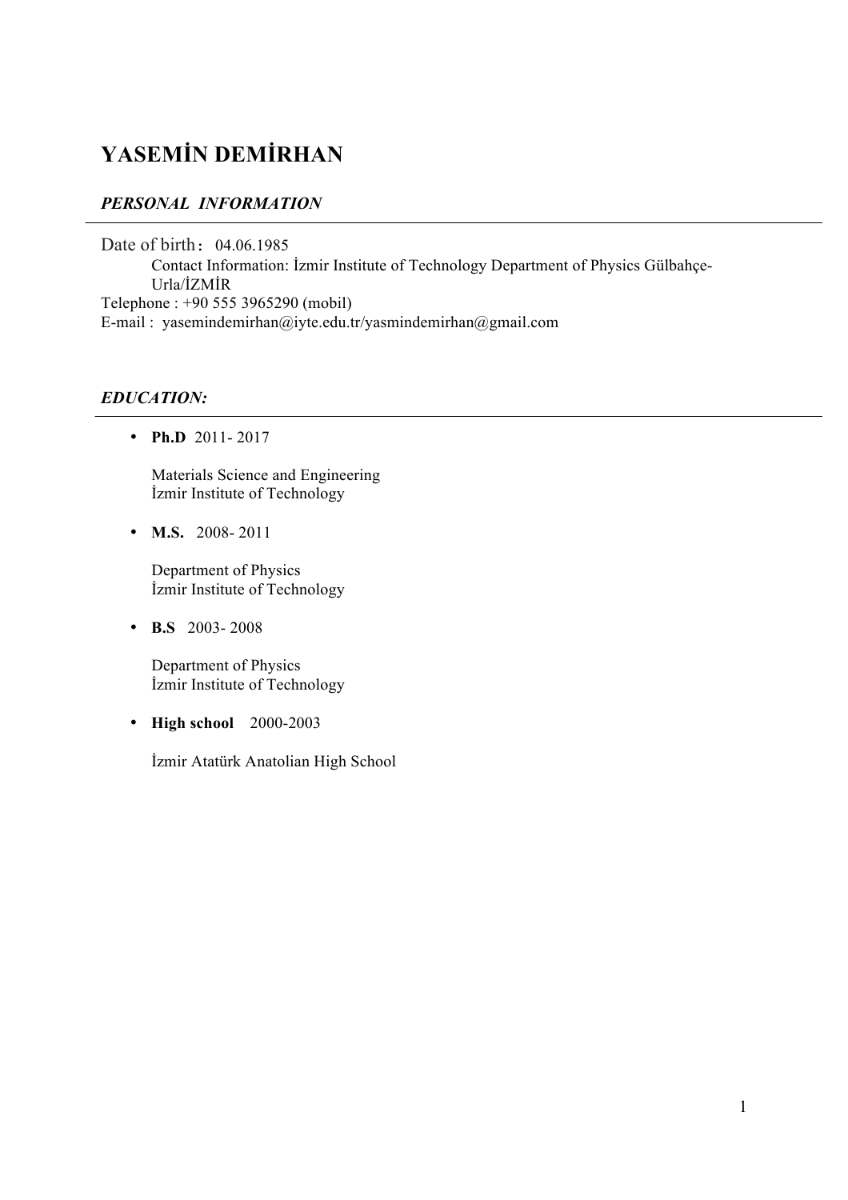# YASEMİN DEMİRHAN

## *PERSONAL INFORMATION*

Date of birth: 04.06.1985

Contact Information: İzmir Institute of Technology Department of Physics Gülbahçe-Urla/İZMİR

Telephone : +90 555 3965290 (mobil)

E-mail : yasemindemirhan@iyte.edu.tr/yasmindemirhan@gmail.com

## *EDUCATION:*

- **Ph.D** 2011- 2017

  Materials Science and Engineering
  İzmir Institute of Technology

- **M.S.** 2008- 2011

  Department of Physics
  İzmir Institute of Technology

- **B.S** 2003- 2008

  Department of Physics
  İzmir Institute of Technology

- **High school** 2000-2003

  İzmir Atatürk Anatolian High School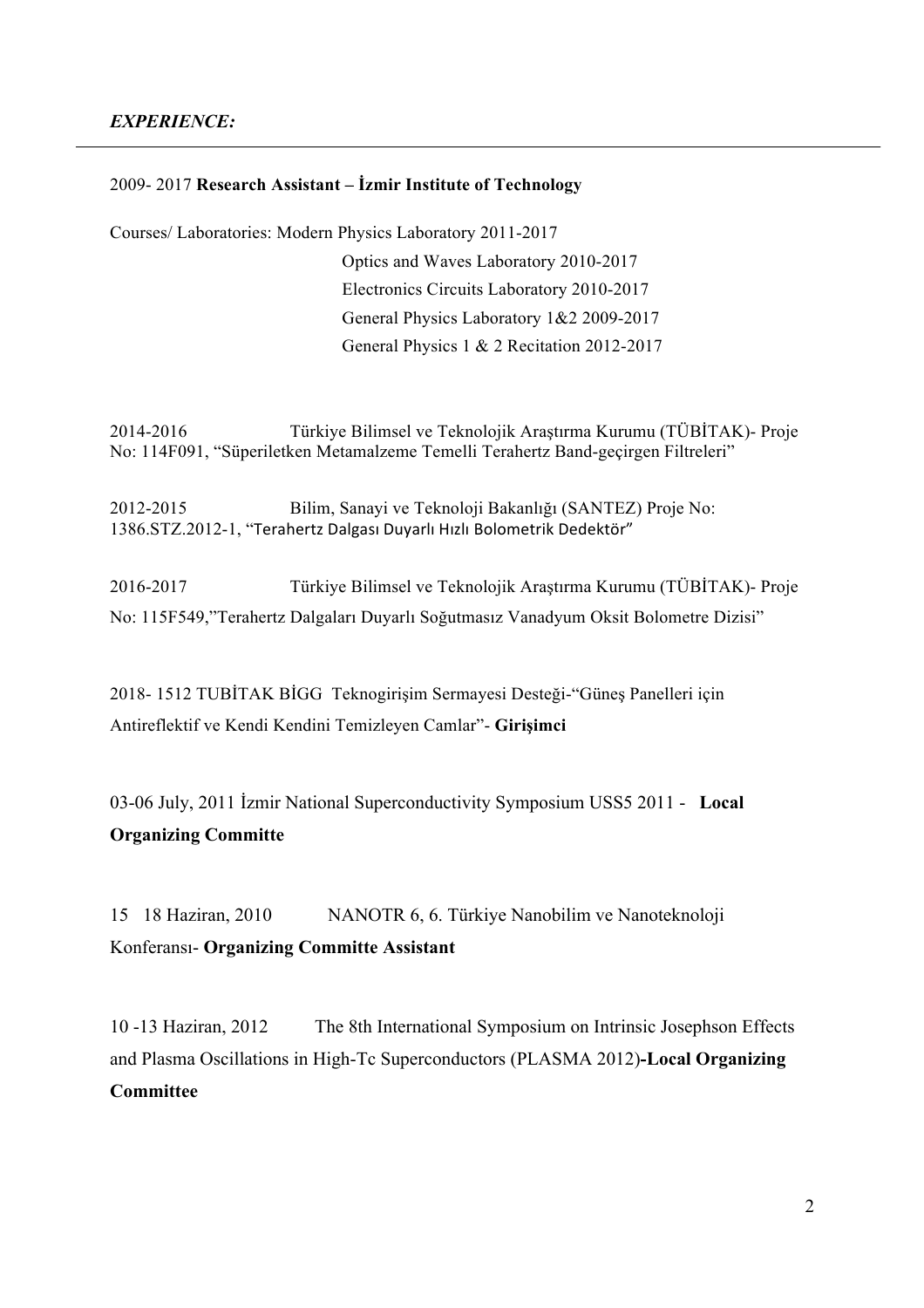***EXPERIENCE:***

---

2009- 2017 **Research Assistant – İzmir Institute of Technology**

Courses/ Laboratories: Modern Physics Laboratory 2011-2017
Optics and Waves Laboratory 2010-2017
Electronics Circuits Laboratory 2010-2017
General Physics Laboratory 1&2 2009-2017
General Physics 1 & 2 Recitation 2012-2017

2014-2016 Türkiye Bilimsel ve Teknolojik Araştırma Kurumu (TÜBİTAK)- Proje No: 114F091, "Süperiletken Metamalzeme Temelli Terahertz Band-geçirgen Filtreleri"

2012-2015 Bilim, Sanayi ve Teknoloji Bakanlığı (SANTEZ) Proje No: 1386.STZ.2012-1, "Terahertz Dalgası Duyarlı Hızlı Bolometrik Dedektör"

2016-2017 Türkiye Bilimsel ve Teknolojik Araştırma Kurumu (TÜBİTAK)- Proje No: 115F549,"Terahertz Dalgaları Duyarlı Soğutmasız Vanadyum Oksit Bolometre Dizisi"

2018- 1512 TUBİTAK BİGG Teknogirişim Sermayesi Desteği-"Güneş Panelleri için Antireflektif ve Kendi Kendini Temizleyen Camlar"- **Girişimci**

03-06 July, 2011 İzmir National Superconductivity Symposium USS5 2011 - **Local Organizing Committe**

15 18 Haziran, 2010 NANOTR 6, 6. Türkiye Nanobilim ve Nanoteknoloji Konferansı- **Organizing Committe Assistant**

10 -13 Haziran, 2012 The 8th International Symposium on Intrinsic Josephson Effects and Plasma Oscillations in High-Tc Superconductors (PLASMA 2012)**-Local Organizing Committee**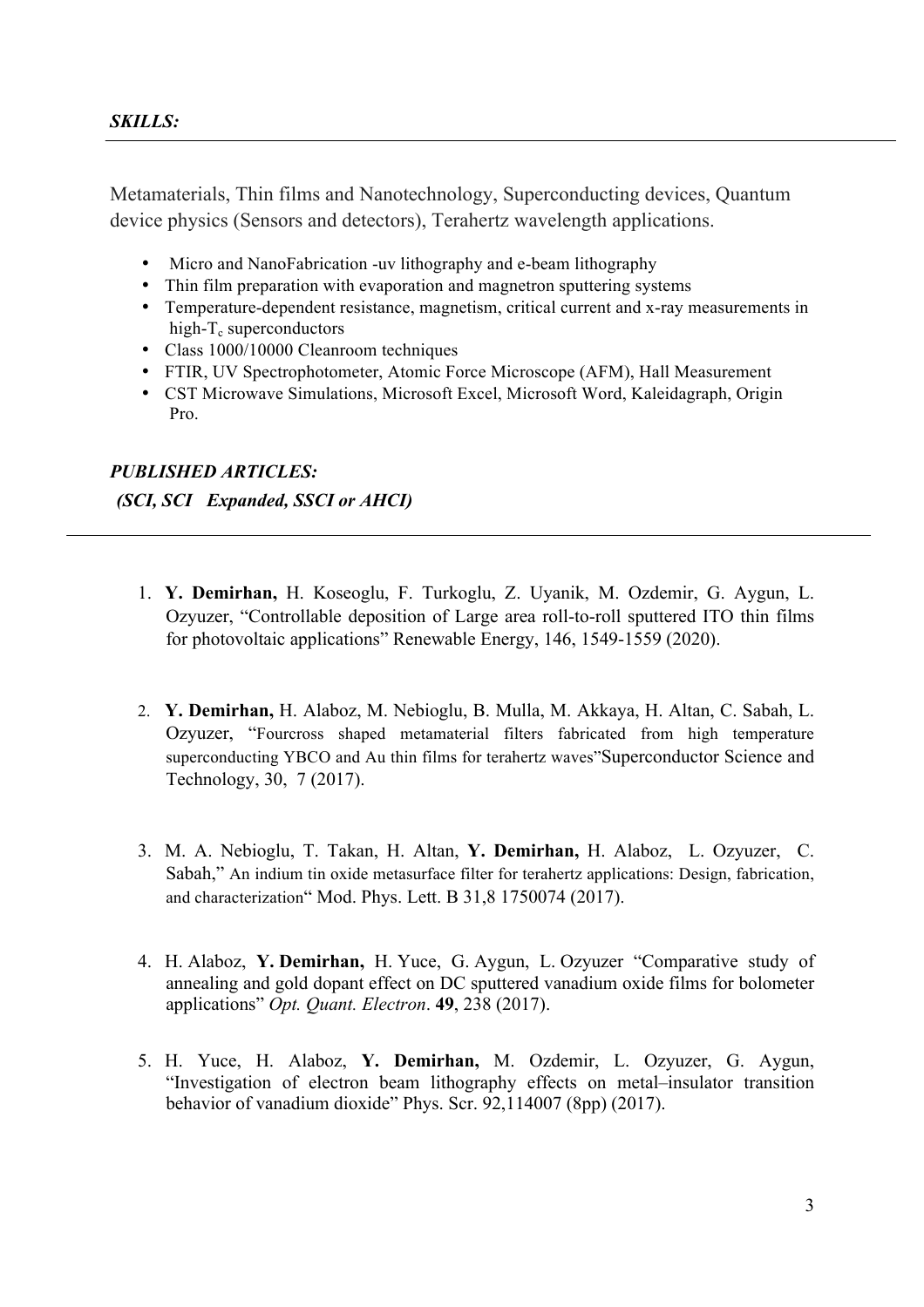## *SKILLS:*

Metamaterials, Thin films and Nanotechnology, Superconducting devices, Quantum device physics (Sensors and detectors), Terahertz wavelength applications.

- Micro and NanoFabrication -uv lithography and e-beam lithography
- Thin film preparation with evaporation and magnetron sputtering systems
- Temperature-dependent resistance, magnetism, critical current and x-ray measurements in high-$T_c$ superconductors
- Class 1000/10000 Cleanroom techniques
- FTIR, UV Spectrophotometer, Atomic Force Microscope (AFM), Hall Measurement
- CST Microwave Simulations, Microsoft Excel, Microsoft Word, Kaleidagraph, Origin Pro.

## *PUBLISHED ARTICLES:*

***(SCI, SCI Expanded, SSCI or AHCI)***

1. **Y. Demirhan,** H. Koseoglu, F. Turkoglu, Z. Uyanik, M. Ozdemir, G. Aygun, L. Ozyuzer, “Controllable deposition of Large area roll-to-roll sputtered ITO thin films for photovoltaic applications” Renewable Energy, 146, 1549-1559 (2020).

2. **Y. Demirhan,** H. Alaboz, M. Nebioglu, B. Mulla, M. Akkaya, H. Altan, C. Sabah, L. Ozyuzer, “Fourcross shaped metamaterial filters fabricated from high temperature superconducting YBCO and Au thin films for terahertz waves”Superconductor Science and Technology, 30, 7 (2017).

3. M. A. Nebioglu, T. Takan, H. Altan, **Y. Demirhan,** H. Alaboz, L. Ozyuzer, C. Sabah,” An indium tin oxide metasurface filter for terahertz applications: Design, fabrication, and characterization“ Mod. Phys. Lett. B 31,8 1750074 (2017).

4. H. Alaboz, **Y. Demirhan,** H. Yuce, G. Aygun, L. Ozyuzer “Comparative study of annealing and gold dopant effect on DC sputtered vanadium oxide films for bolometer applications” *Opt. Quant. Electron*. **49**, 238 (2017).

5. H. Yuce, H. Alaboz, **Y. Demirhan,** M. Ozdemir, L. Ozyuzer, G. Aygun, “Investigation of electron beam lithography effects on metal–insulator transition behavior of vanadium dioxide” Phys. Scr. 92,114007 (8pp) (2017).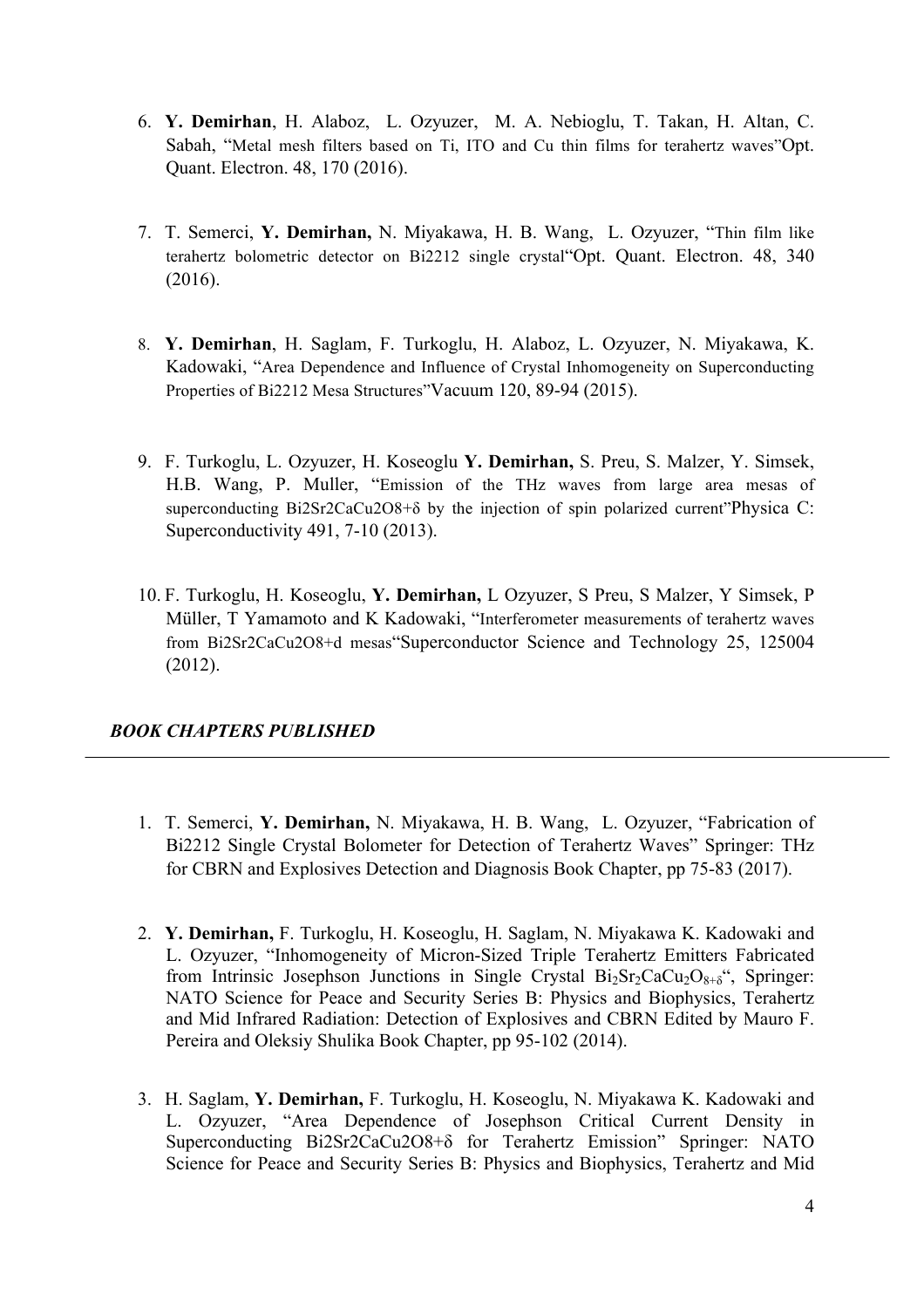6. **Y. Demirhan**, H. Alaboz, L. Ozyuzer, M. A. Nebioglu, T. Takan, H. Altan, C. Sabah, "Metal mesh filters based on Ti, ITO and Cu thin films for terahertz waves" Opt. Quant. Electron. 48, 170 (2016).

7. T. Semerci, **Y. Demirhan,** N. Miyakawa, H. B. Wang, L. Ozyuzer, "Thin film like terahertz bolometric detector on Bi2212 single crystal" Opt. Quant. Electron. 48, 340 (2016).

8. **Y. Demirhan**, H. Saglam, F. Turkoglu, H. Alaboz, L. Ozyuzer, N. Miyakawa, K. Kadowaki, "Area Dependence and Influence of Crystal Inhomogeneity on Superconducting Properties of Bi2212 Mesa Structures" Vacuum 120, 89-94 (2015).

9. F. Turkoglu, L. Ozyuzer, H. Koseoglu **Y. Demirhan,** S. Preu, S. Malzer, Y. Simsek, H.B. Wang, P. Muller, "Emission of the THz waves from large area mesas of superconducting Bi2Sr2CaCu2O8+δ by the injection of spin polarized current" Physica C: Superconductivity 491, 7-10 (2013).

10. F. Turkoglu, H. Koseoglu, **Y. Demirhan,** L Ozyuzer, S Preu, S Malzer, Y Simsek, P Müller, T Yamamoto and K Kadowaki, "Interferometer measurements of terahertz waves from Bi2Sr2CaCu2O8+d mesas" Superconductor Science and Technology 25, 125004 (2012).

### *BOOK CHAPTERS PUBLISHED*

1. T. Semerci, **Y. Demirhan,** N. Miyakawa, H. B. Wang, L. Ozyuzer, "Fabrication of Bi2212 Single Crystal Bolometer for Detection of Terahertz Waves" Springer: THz for CBRN and Explosives Detection and Diagnosis Book Chapter, pp 75-83 (2017).

2. **Y. Demirhan,** F. Turkoglu, H. Koseoglu, H. Saglam, N. Miyakawa K. Kadowaki and L. Ozyuzer, "Inhomogeneity of Micron-Sized Triple Terahertz Emitters Fabricated from Intrinsic Josephson Junctions in Single Crystal $Bi_2Sr_2CaCu_2O_{8+\delta}$", Springer: NATO Science for Peace and Security Series B: Physics and Biophysics, Terahertz and Mid Infrared Radiation: Detection of Explosives and CBRN Edited by Mauro F. Pereira and Oleksiy Shulika Book Chapter, pp 95-102 (2014).

3. H. Saglam, **Y. Demirhan,** F. Turkoglu, H. Koseoglu, N. Miyakawa K. Kadowaki and L. Ozyuzer, "Area Dependence of Josephson Critical Current Density in Superconducting Bi2Sr2CaCu2O8+δ for Terahertz Emission" Springer: NATO Science for Peace and Security Series B: Physics and Biophysics, Terahertz and Mid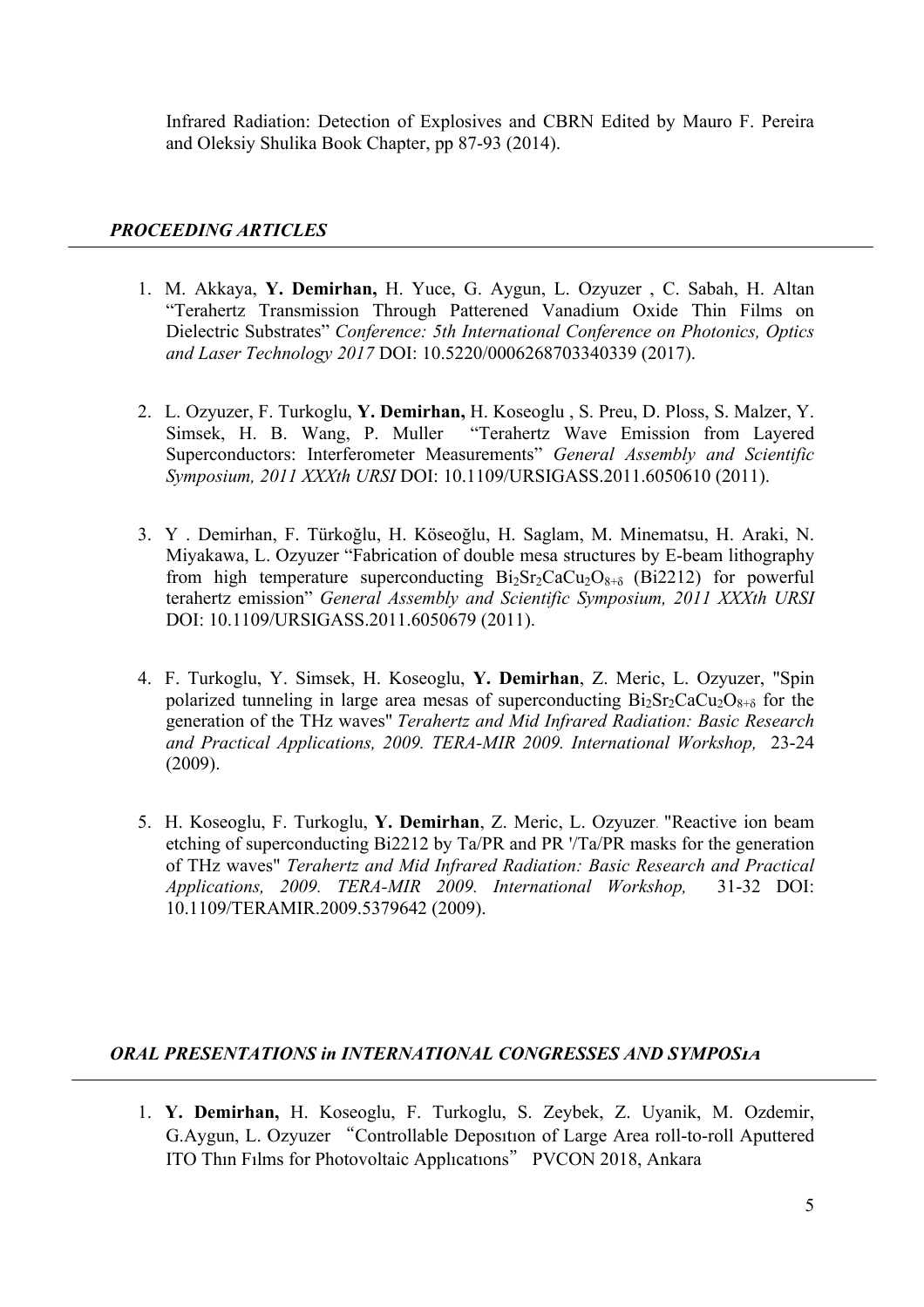Infrared Radiation: Detection of Explosives and CBRN Edited by Mauro F. Pereira and Oleksiy Shulika Book Chapter, pp 87-93 (2014).

### *PROCEEDING ARTICLES*

1. M. Akkaya, **Y. Demirhan,** H. Yuce, G. Aygun, L. Ozyuzer , C. Sabah, H. Altan "Terahertz Transmission Through Patterened Vanadium Oxide Thin Films on Dielectric Substrates" *Conference: 5th International Conference on Photonics, Optics and Laser Technology 2017* DOI: 10.5220/0006268703340339 (2017).

2. L. Ozyuzer, F. Turkoglu, **Y. Demirhan,** H. Koseoglu , S. Preu, D. Ploss, S. Malzer, Y. Simsek, H. B. Wang, P. Muller "Terahertz Wave Emission from Layered Superconductors: Interferometer Measurements" *General Assembly and Scientific Symposium, 2011 XXXth URSI* DOI: 10.1109/URSIGASS.2011.6050610 (2011).

3. Y . Demirhan, F. Türkoğlu, H. Köseoğlu, H. Saglam, M. Minematsu, H. Araki, N. Miyakawa, L. Ozyuzer "Fabrication of double mesa structures by E-beam lithography from high temperature superconducting $Bi_2Sr_2CaCu_2O_{8+\delta}$ (Bi2212) for powerful terahertz emission" *General Assembly and Scientific Symposium, 2011 XXXth URSI* DOI: 10.1109/URSIGASS.2011.6050679 (2011).

4. F. Turkoglu, Y. Simsek, H. Koseoglu, **Y. Demirhan**, Z. Meric, L. Ozyuzer, "Spin polarized tunneling in large area mesas of superconducting $Bi_2Sr_2CaCu_2O_{8+\delta}$ for the generation of the THz waves" *Terahertz and Mid Infrared Radiation: Basic Research and Practical Applications, 2009. TERA-MIR 2009. International Workshop,* 23-24 (2009).

5. H. Koseoglu, F. Turkoglu, **Y. Demirhan**, Z. Meric, L. Ozyuzer. "Reactive ion beam etching of superconducting Bi2212 by Ta/PR and PR '/Ta/PR masks for the generation of THz waves" *Terahertz and Mid Infrared Radiation: Basic Research and Practical Applications, 2009. TERA-MIR 2009. International Workshop,* 31-32 DOI: 10.1109/TERAMIR.2009.5379642 (2009).

### *ORAL PRESENTATIONS in INTERNATIONAL CONGRESSES AND SYMPOSıA*

1. **Y. Demirhan,** H. Koseoglu, F. Turkoglu, S. Zeybek, Z. Uyanik, M. Ozdemir, G.Aygun, L. Ozyuzer "Controllable Deposıtıon of Large Area roll-to-roll Aputtered ITO Thın Fılms for Photovoltaic Applıcatıons" PVCON 2018, Ankara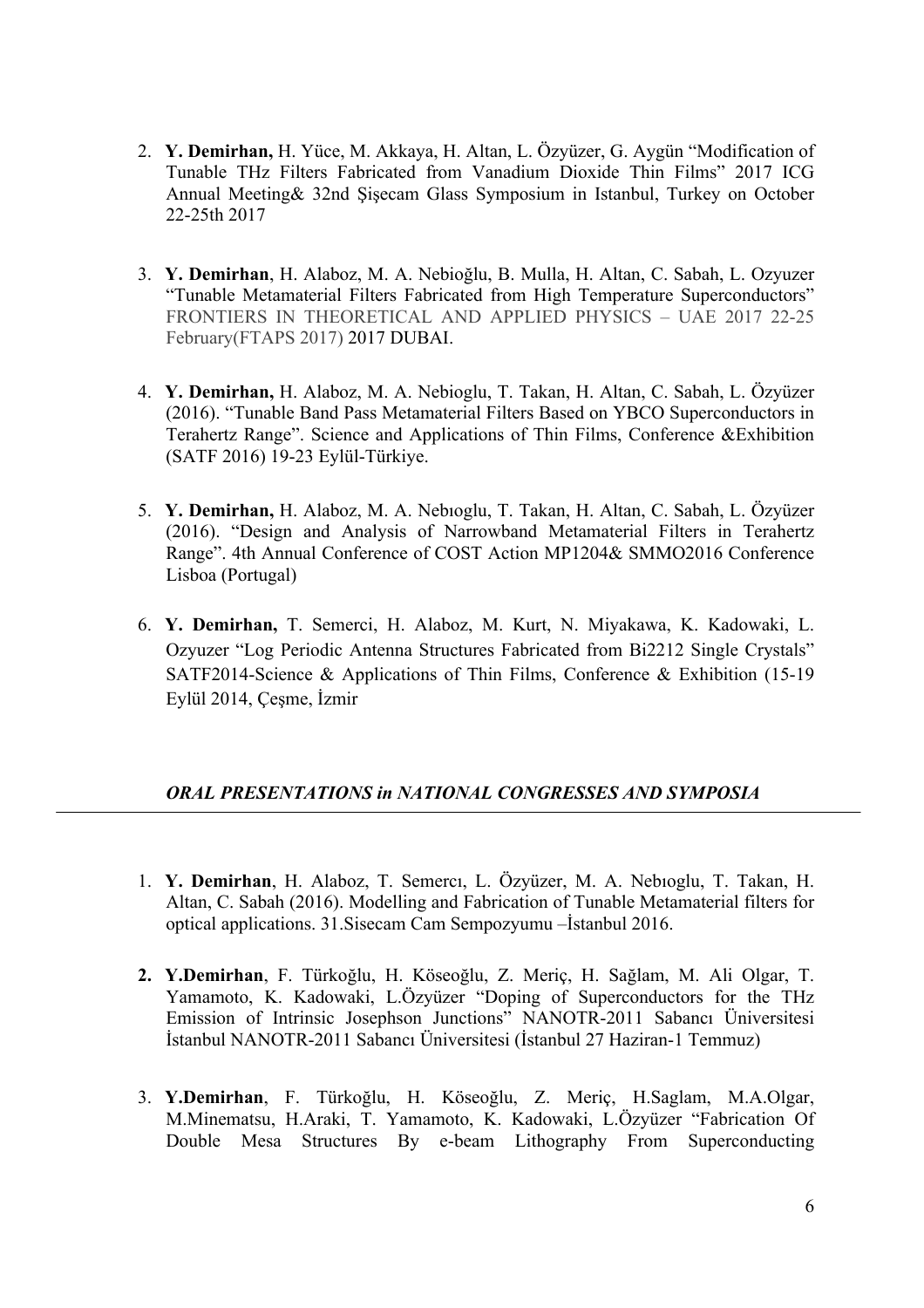2. **Y. Demirhan,** H. Yüce, M. Akkaya, H. Altan, L. Özyüzer, G. Aygün "Modification of Tunable THz Filters Fabricated from Vanadium Dioxide Thin Films" 2017 ICG Annual Meeting& 32nd Şişecam Glass Symposium in Istanbul, Turkey on October 22-25th 2017

3. **Y. Demirhan**, H. Alaboz, M. A. Nebioğlu, B. Mulla, H. Altan, C. Sabah, L. Ozyuzer "Tunable Metamaterial Filters Fabricated from High Temperature Superconductors" FRONTIERS IN THEORETICAL AND APPLIED PHYSICS – UAE 2017 22-25 February(FTAPS 2017) 2017 DUBAI.

4. **Y. Demirhan,** H. Alaboz, M. A. Nebioglu, T. Takan, H. Altan, C. Sabah, L. Özyüzer (2016). "Tunable Band Pass Metamaterial Filters Based on YBCO Superconductors in Terahertz Range". Science and Applications of Thin Films, Conference &Exhibition (SATF 2016) 19-23 Eylül-Türkiye.

5. **Y. Demirhan,** H. Alaboz, M. A. Nebıoglu, T. Takan, H. Altan, C. Sabah, L. Özyüzer (2016). "Design and Analysis of Narrowband Metamaterial Filters in Terahertz Range". 4th Annual Conference of COST Action MP1204& SMMO2016 Conference Lisboa (Portugal)

6. **Y. Demirhan,** T. Semerci, H. Alaboz, M. Kurt, N. Miyakawa, K. Kadowaki, L. Ozyuzer "Log Periodic Antenna Structures Fabricated from Bi2212 Single Crystals" SATF2014-Science & Applications of Thin Films, Conference & Exhibition (15-19 Eylül 2014, Çeşme, İzmir

## *ORAL PRESENTATIONS in NATIONAL CONGRESSES AND SYMPOSIA*

1. **Y. Demirhan**, H. Alaboz, T. Semercı, L. Özyüzer, M. A. Nebıoglu, T. Takan, H. Altan, C. Sabah (2016). Modelling and Fabrication of Tunable Metamaterial filters for optical applications. 31.Sisecam Cam Sempozyumu –İstanbul 2016.

2. **Y.Demirhan**, F. Türkoğlu, H. Köseoğlu, Z. Meriç, H. Sağlam, M. Ali Olgar, T. Yamamoto, K. Kadowaki, L.Özyüzer "Doping of Superconductors for the THz Emission of Intrinsic Josephson Junctions" NANOTR-2011 Sabancı Üniversitesi İstanbul NANOTR-2011 Sabancı Üniversitesi (İstanbul 27 Haziran-1 Temmuz)

3. **Y.Demirhan**, F. Türkoğlu, H. Köseoğlu, Z. Meriç, H.Saglam, M.A.Olgar, M.Minematsu, H.Araki, T. Yamamoto, K. Kadowaki, L.Özyüzer "Fabrication Of Double Mesa Structures By e-beam Lithography From Superconducting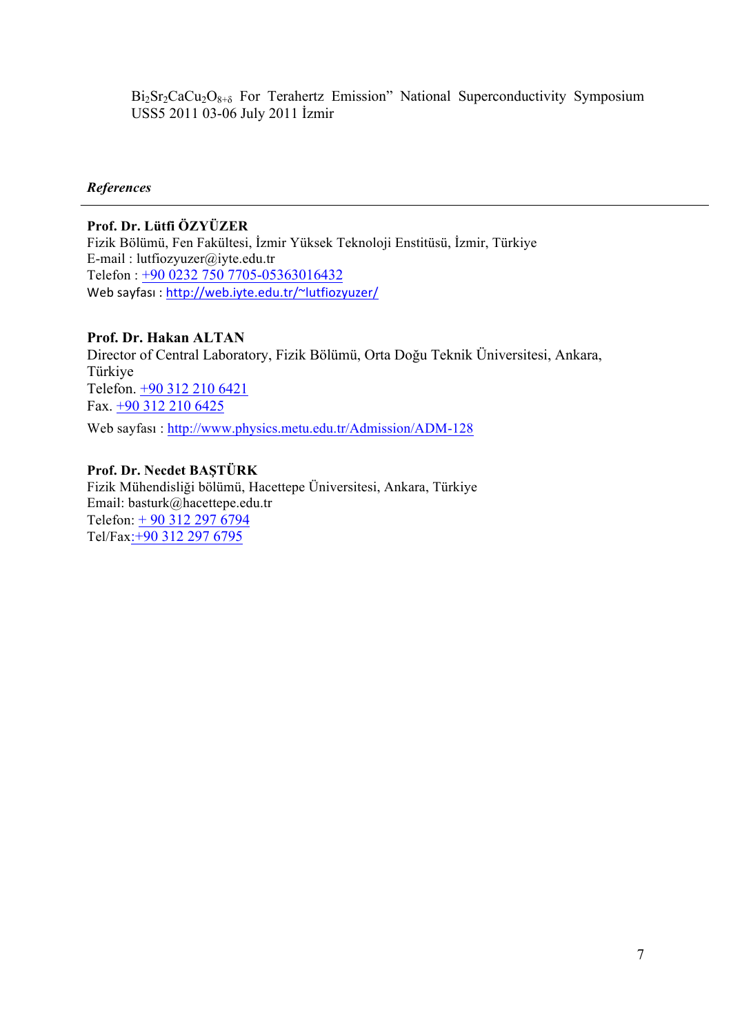$Bi_2Sr_2CaCu_2O_{8+\delta}$ For Terahertz Emission" National Superconductivity Symposium USS5 2011 03-06 July 2011 İzmir

***References***

---

**Prof. Dr. Lütfi ÖZYÜZER**
Fizik Bölümü, Fen Fakültesi, İzmir Yüksek Teknoloji Enstitüsü, İzmir, Türkiye
E-mail : lutfiozyuzer@iyte.edu.tr
Telefon : +90 0232 750 7705-05363016432
Web sayfası : http://web.iyte.edu.tr/~lutfiozyuzer/

**Prof. Dr. Hakan ALTAN**
Director of Central Laboratory, Fizik Bölümü, Orta Doğu Teknik Üniversitesi, Ankara, Türkiye
Telefon. +90 312 210 6421
Fax. +90 312 210 6425
Web sayfası : http://www.physics.metu.edu.tr/Admission/ADM-128

**Prof. Dr. Necdet BAŞTÜRK**
Fizik Mühendisliği bölümü, Hacettepe Üniversitesi, Ankara, Türkiye
Email: basturk@hacettepe.edu.tr
Telefon: + 90 312 297 6794
Tel/Fax:+90 312 297 6795